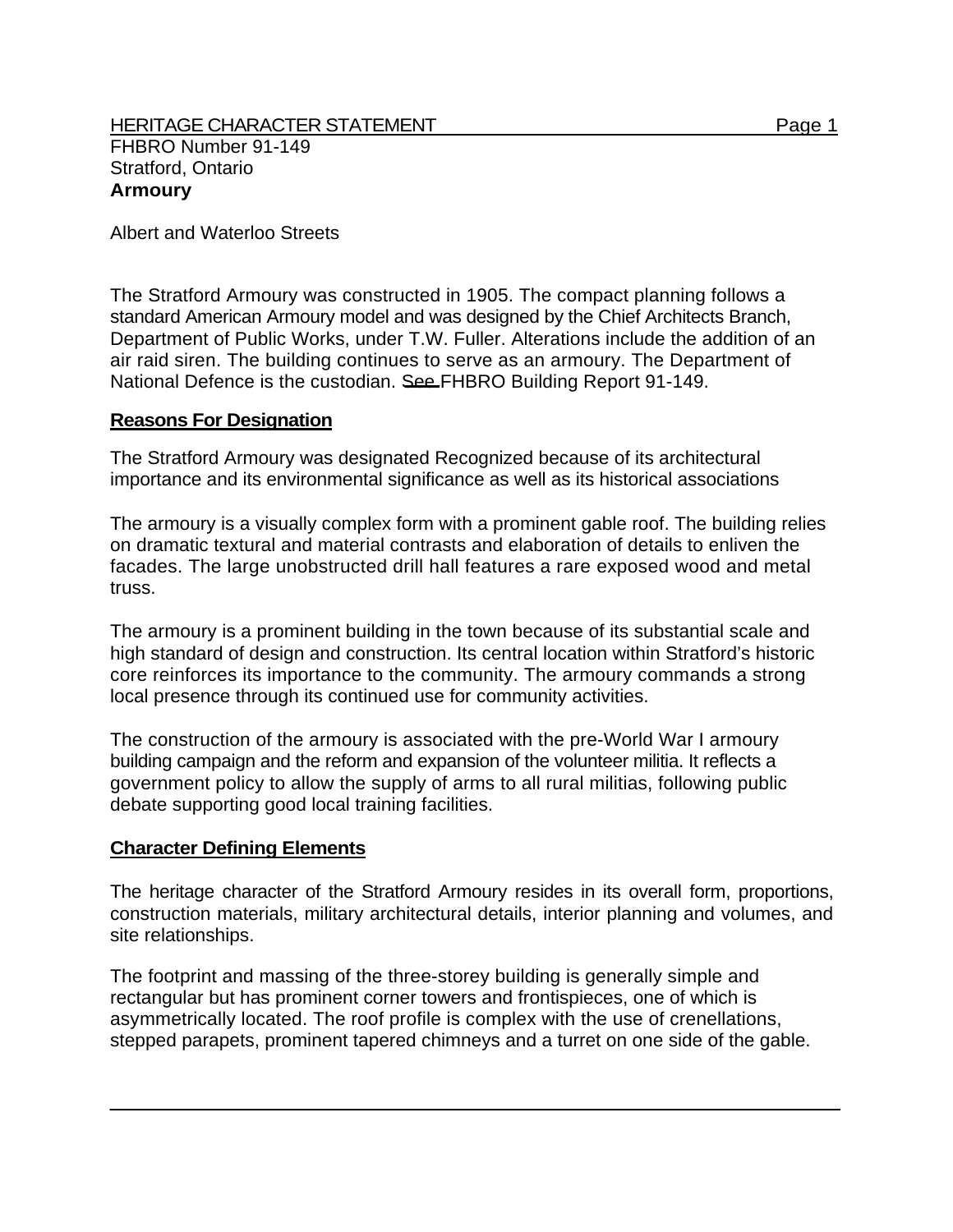HERITAGE CHARACTER STATEMENT

FHBRO Number 91-149
Stratford, Ontario
**Armoury**

Albert and Waterloo Streets

The Stratford Armoury was constructed in 1905. The compact planning follows a standard American Armoury model and was designed by the Chief Architects Branch, Department of Public Works, under T.W. Fuller. Alterations include the addition of an air raid siren. The building continues to serve as an armoury. The Department of National Defence is the custodian. See FHBRO Building Report 91-149.

## Reasons For Designation

The Stratford Armoury was designated Recognized because of its architectural importance and its environmental significance as well as its historical associations

The armoury is a visually complex form with a prominent gable roof. The building relies on dramatic textural and material contrasts and elaboration of details to enliven the facades. The large unobstructed drill hall features a rare exposed wood and metal truss.

The armoury is a prominent building in the town because of its substantial scale and high standard of design and construction. Its central location within Stratford's historic core reinforces its importance to the community. The armoury commands a strong local presence through its continued use for community activities.

The construction of the armoury is associated with the pre-World War I armoury building campaign and the reform and expansion of the volunteer militia. It reflects a government policy to allow the supply of arms to all rural militias, following public debate supporting good local training facilities.

## Character Defining Elements

The heritage character of the Stratford Armoury resides in its overall form, proportions, construction materials, military architectural details, interior planning and volumes, and site relationships.

The footprint and massing of the three-storey building is generally simple and rectangular but has prominent corner towers and frontispieces, one of which is asymmetrically located. The roof profile is complex with the use of crenellations, stepped parapets, prominent tapered chimneys and a turret on one side of the gable.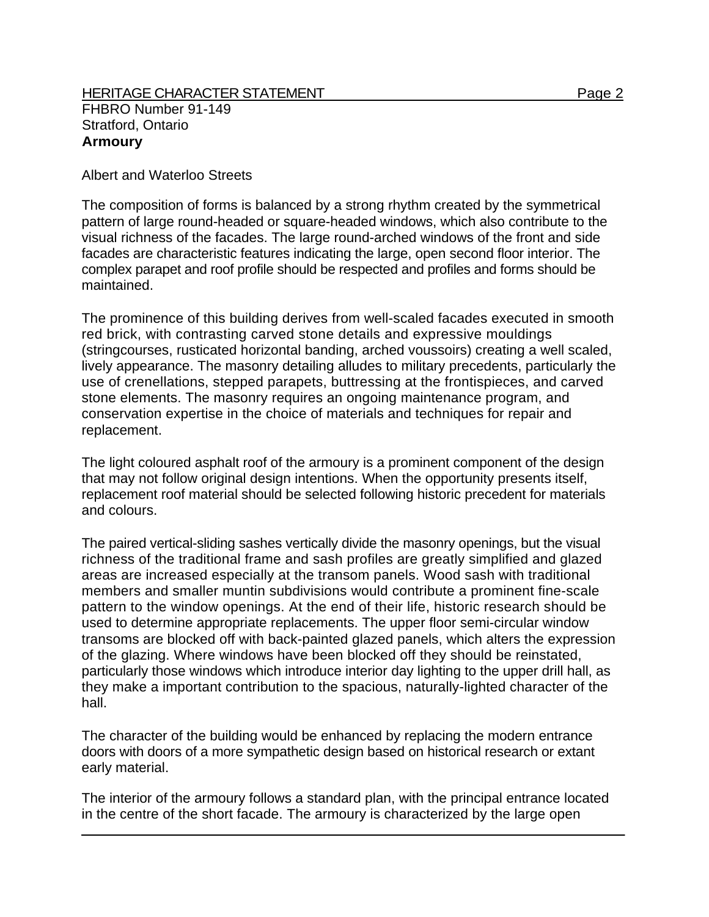Albert and Waterloo Streets

The composition of forms is balanced by a strong rhythm created by the symmetrical pattern of large round-headed or square-headed windows, which also contribute to the visual richness of the facades. The large round-arched windows of the front and side facades are characteristic features indicating the large, open second floor interior. The complex parapet and roof profile should be respected and profiles and forms should be maintained.

The prominence of this building derives from well-scaled facades executed in smooth red brick, with contrasting carved stone details and expressive mouldings (stringcourses, rusticated horizontal banding, arched voussoirs) creating a well scaled, lively appearance. The masonry detailing alludes to military precedents, particularly the use of crenellations, stepped parapets, buttressing at the frontispieces, and carved stone elements. The masonry requires an ongoing maintenance program, and conservation expertise in the choice of materials and techniques for repair and replacement.

The light coloured asphalt roof of the armoury is a prominent component of the design that may not follow original design intentions. When the opportunity presents itself, replacement roof material should be selected following historic precedent for materials and colours.

The paired vertical-sliding sashes vertically divide the masonry openings, but the visual richness of the traditional frame and sash profiles are greatly simplified and glazed areas are increased especially at the transom panels. Wood sash with traditional members and smaller muntin subdivisions would contribute a prominent fine-scale pattern to the window openings. At the end of their life, historic research should be used to determine appropriate replacements. The upper floor semi-circular window transoms are blocked off with back-painted glazed panels, which alters the expression of the glazing. Where windows have been blocked off they should be reinstated, particularly those windows which introduce interior day lighting to the upper drill hall, as they make a important contribution to the spacious, naturally-lighted character of the hall.

The character of the building would be enhanced by replacing the modern entrance doors with doors of a more sympathetic design based on historical research or extant early material.

The interior of the armoury follows a standard plan, with the principal entrance located in the centre of the short facade. The armoury is characterized by the large open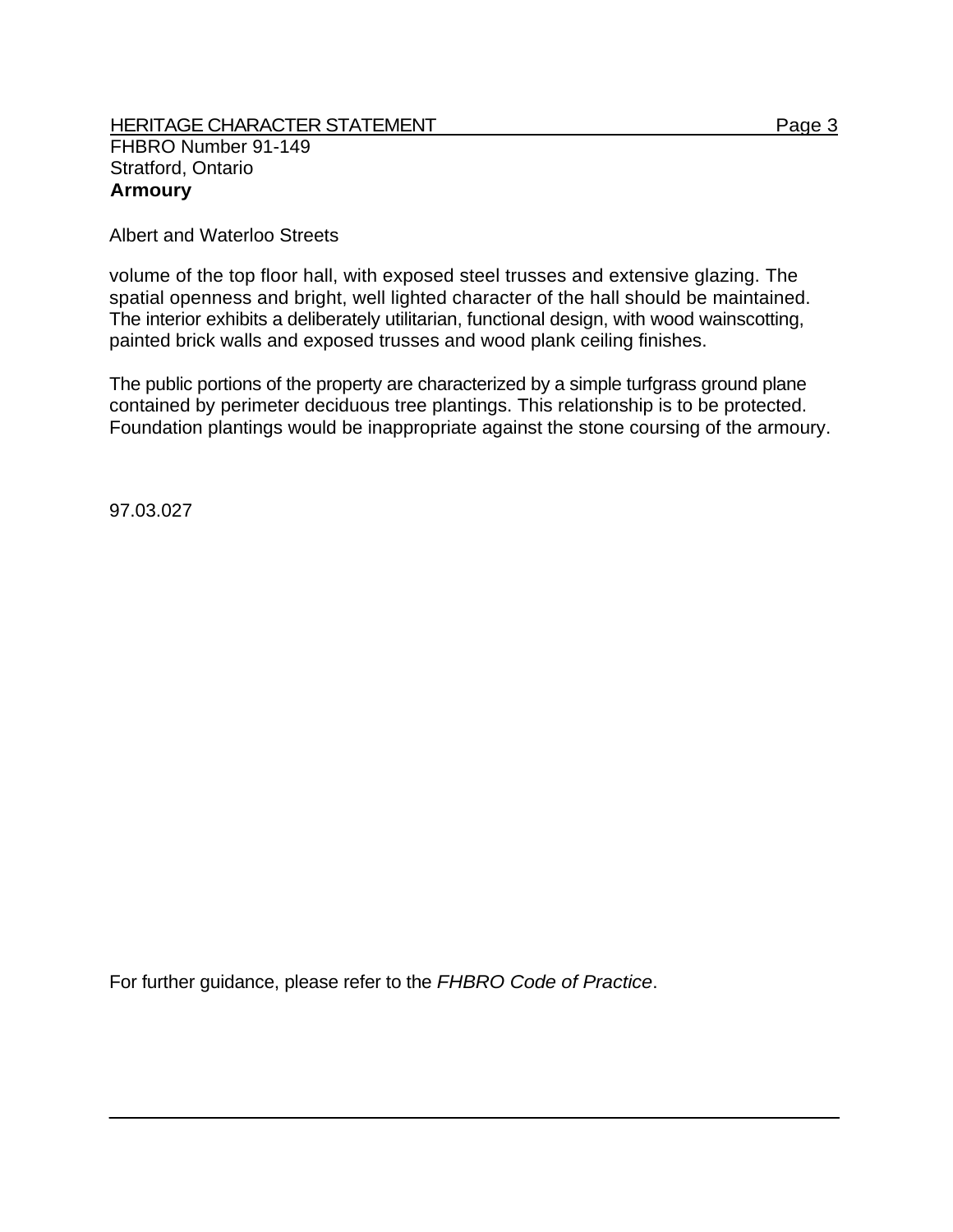volume of the top floor hall, with exposed steel trusses and extensive glazing. The spatial openness and bright, well lighted character of the hall should be maintained. The interior exhibits a deliberately utilitarian, functional design, with wood wainscotting, painted brick walls and exposed trusses and wood plank ceiling finishes.

The public portions of the property are characterized by a simple turfgrass ground plane contained by perimeter deciduous tree plantings. This relationship is to be protected. Foundation plantings would be inappropriate against the stone coursing of the armoury.

97.03.027

For further guidance, please refer to the *FHBRO Code of Practice*.